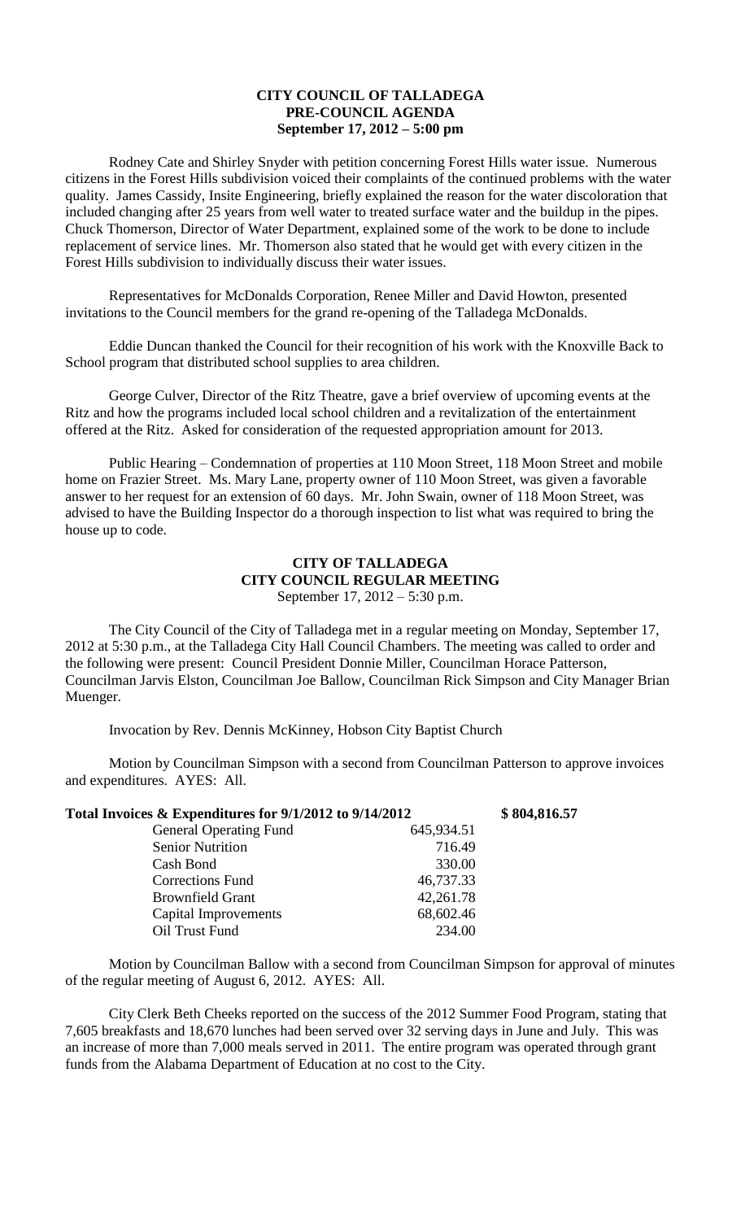# CITY COUNCIL OF TALLADEGA
## PRE-COUNCIL AGENDA
### September 17, 2012 – 5:00 pm

Rodney Cate and Shirley Snyder with petition concerning Forest Hills water issue. Numerous citizens in the Forest Hills subdivision voiced their complaints of the continued problems with the water quality. James Cassidy, Insite Engineering, briefly explained the reason for the water discoloration that included changing after 25 years from well water to treated surface water and the buildup in the pipes. Chuck Thomerson, Director of Water Department, explained some of the work to be done to include replacement of service lines. Mr. Thomerson also stated that he would get with every citizen in the Forest Hills subdivision to individually discuss their water issues.

Representatives for McDonalds Corporation, Renee Miller and David Howton, presented invitations to the Council members for the grand re-opening of the Talladega McDonalds.

Eddie Duncan thanked the Council for their recognition of his work with the Knoxville Back to School program that distributed school supplies to area children.

George Culver, Director of the Ritz Theatre, gave a brief overview of upcoming events at the Ritz and how the programs included local school children and a revitalization of the entertainment offered at the Ritz. Asked for consideration of the requested appropriation amount for 2013.

Public Hearing – Condemnation of properties at 110 Moon Street, 118 Moon Street and mobile home on Frazier Street. Ms. Mary Lane, property owner of 110 Moon Street, was given a favorable answer to her request for an extension of 60 days. Mr. John Swain, owner of 118 Moon Street, was advised to have the Building Inspector do a thorough inspection to list what was required to bring the house up to code.

# CITY OF TALLADEGA
## CITY COUNCIL REGULAR MEETING
September 17, 2012 – 5:30 p.m.

The City Council of the City of Talladega met in a regular meeting on Monday, September 17, 2012 at 5:30 p.m., at the Talladega City Hall Council Chambers. The meeting was called to order and the following were present: Council President Donnie Miller, Councilman Horace Patterson, Councilman Jarvis Elston, Councilman Joe Ballow, Councilman Rick Simpson and City Manager Brian Muenger.

Invocation by Rev. Dennis McKinney, Hobson City Baptist Church

Motion by Councilman Simpson with a second from Councilman Patterson to approve invoices and expenditures. AYES: All.

| **Total Invoices & Expenditures for 9/1/2012 to 9/14/2012** | | **$ 804,816.57** |
|---|---|---|
| General Operating Fund | 645,934.51 | |
| Senior Nutrition | 716.49 | |
| Cash Bond | 330.00 | |
| Corrections Fund | 46,737.33 | |
| Brownfield Grant | 42,261.78 | |
| Capital Improvements | 68,602.46 | |
| Oil Trust Fund | 234.00 | |

Motion by Councilman Ballow with a second from Councilman Simpson for approval of minutes of the regular meeting of August 6, 2012. AYES: All.

City Clerk Beth Cheeks reported on the success of the 2012 Summer Food Program, stating that 7,605 breakfasts and 18,670 lunches had been served over 32 serving days in June and July. This was an increase of more than 7,000 meals served in 2011. The entire program was operated through grant funds from the Alabama Department of Education at no cost to the City.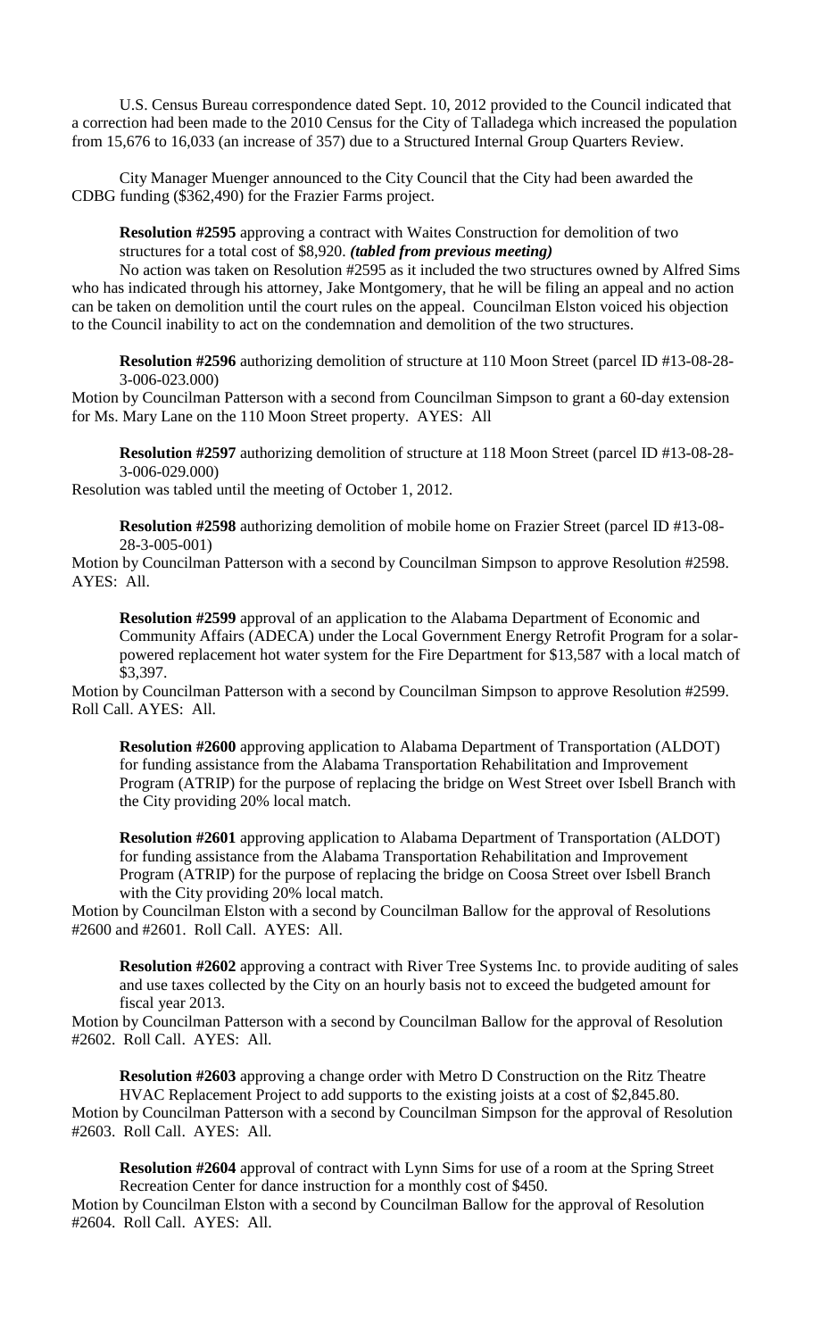U.S. Census Bureau correspondence dated Sept. 10, 2012 provided to the Council indicated that a correction had been made to the 2010 Census for the City of Talladega which increased the population from 15,676 to 16,033 (an increase of 357) due to a Structured Internal Group Quarters Review.

City Manager Muenger announced to the City Council that the City had been awarded the CDBG funding ($362,490) for the Frazier Farms project.

**Resolution #2595** approving a contract with Waites Construction for demolition of two structures for a total cost of $8,920. ***(tabled from previous meeting)***

No action was taken on Resolution #2595 as it included the two structures owned by Alfred Sims who has indicated through his attorney, Jake Montgomery, that he will be filing an appeal and no action can be taken on demolition until the court rules on the appeal. Councilman Elston voiced his objection to the Council inability to act on the condemnation and demolition of the two structures.

**Resolution #2596** authorizing demolition of structure at 110 Moon Street (parcel ID #13-08-28-3-006-023.000)

Motion by Councilman Patterson with a second from Councilman Simpson to grant a 60-day extension for Ms. Mary Lane on the 110 Moon Street property. AYES: All

**Resolution #2597** authorizing demolition of structure at 118 Moon Street (parcel ID #13-08-28-3-006-029.000)

Resolution was tabled until the meeting of October 1, 2012.

**Resolution #2598** authorizing demolition of mobile home on Frazier Street (parcel ID #13-08-28-3-005-001)

Motion by Councilman Patterson with a second by Councilman Simpson to approve Resolution #2598. AYES: All.

**Resolution #2599** approval of an application to the Alabama Department of Economic and Community Affairs (ADECA) under the Local Government Energy Retrofit Program for a solar-powered replacement hot water system for the Fire Department for $13,587 with a local match of $3,397.

Motion by Councilman Patterson with a second by Councilman Simpson to approve Resolution #2599. Roll Call. AYES: All.

**Resolution #2600** approving application to Alabama Department of Transportation (ALDOT) for funding assistance from the Alabama Transportation Rehabilitation and Improvement Program (ATRIP) for the purpose of replacing the bridge on West Street over Isbell Branch with the City providing 20% local match.

**Resolution #2601** approving application to Alabama Department of Transportation (ALDOT) for funding assistance from the Alabama Transportation Rehabilitation and Improvement Program (ATRIP) for the purpose of replacing the bridge on Coosa Street over Isbell Branch with the City providing 20% local match.

Motion by Councilman Elston with a second by Councilman Ballow for the approval of Resolutions #2600 and #2601. Roll Call. AYES: All.

**Resolution #2602** approving a contract with River Tree Systems Inc. to provide auditing of sales and use taxes collected by the City on an hourly basis not to exceed the budgeted amount for fiscal year 2013.

Motion by Councilman Patterson with a second by Councilman Ballow for the approval of Resolution #2602. Roll Call. AYES: All.

**Resolution #2603** approving a change order with Metro D Construction on the Ritz Theatre HVAC Replacement Project to add supports to the existing joists at a cost of $2,845.80.

Motion by Councilman Patterson with a second by Councilman Simpson for the approval of Resolution #2603. Roll Call. AYES: All.

**Resolution #2604** approval of contract with Lynn Sims for use of a room at the Spring Street Recreation Center for dance instruction for a monthly cost of $450.

Motion by Councilman Elston with a second by Councilman Ballow for the approval of Resolution #2604. Roll Call. AYES: All.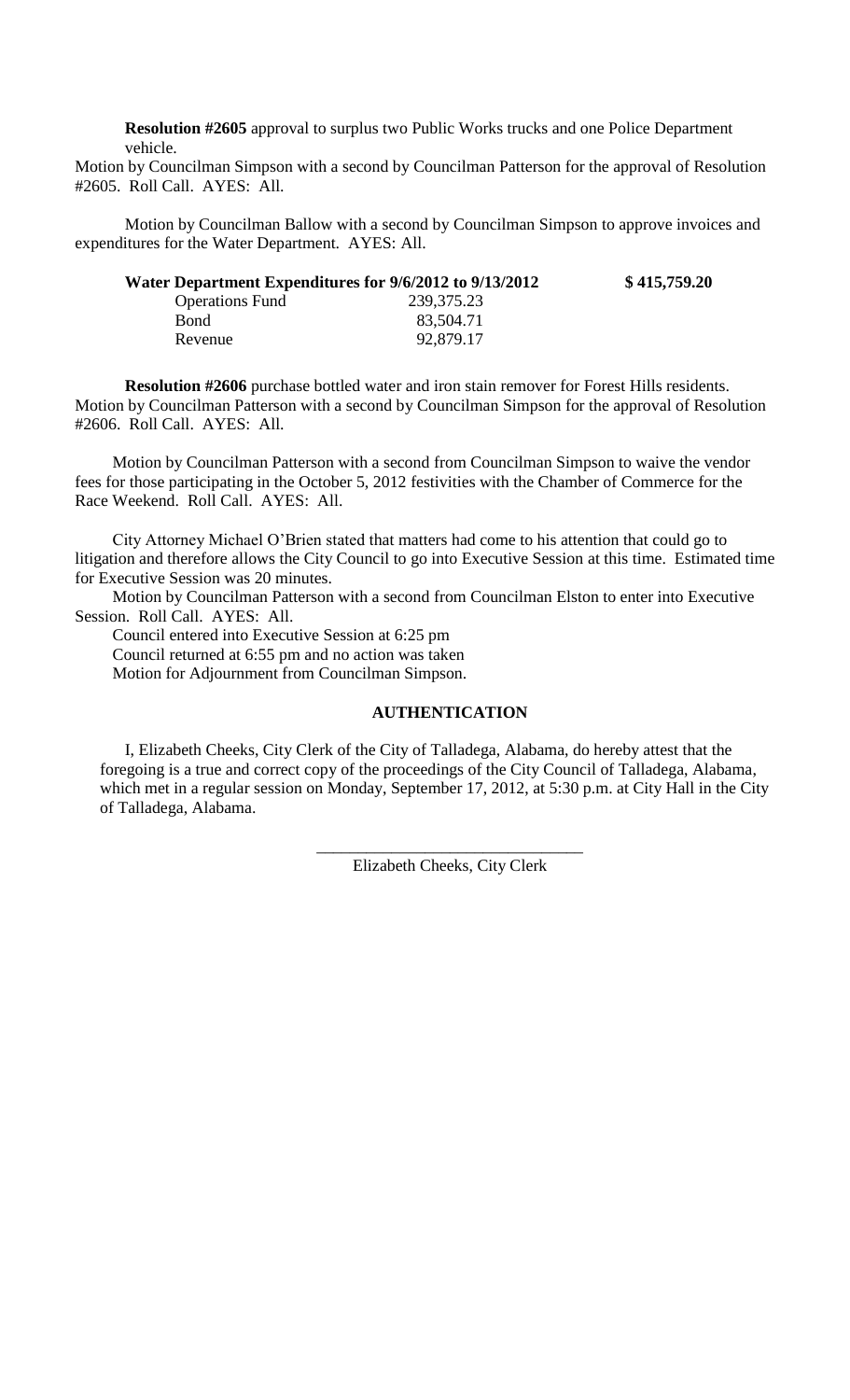**Resolution #2605** approval to surplus two Public Works trucks and one Police Department vehicle.

Motion by Councilman Simpson with a second by Councilman Patterson for the approval of Resolution #2605. Roll Call. AYES: All.

Motion by Councilman Ballow with a second by Councilman Simpson to approve invoices and expenditures for the Water Department. AYES: All.

| | | |
|---|---|---|
| **Water Department Expenditures for 9/6/2012 to 9/13/2012** | | **$ 415,759.20** |
| Operations Fund | 239,375.23 | |
| Bond | 83,504.71 | |
| Revenue | 92,879.17 | |

**Resolution #2606** purchase bottled water and iron stain remover for Forest Hills residents. Motion by Councilman Patterson with a second by Councilman Simpson for the approval of Resolution #2606. Roll Call. AYES: All.

Motion by Councilman Patterson with a second from Councilman Simpson to waive the vendor fees for those participating in the October 5, 2012 festivities with the Chamber of Commerce for the Race Weekend. Roll Call. AYES: All.

City Attorney Michael O'Brien stated that matters had come to his attention that could go to litigation and therefore allows the City Council to go into Executive Session at this time. Estimated time for Executive Session was 20 minutes.

Motion by Councilman Patterson with a second from Councilman Elston to enter into Executive Session. Roll Call. AYES: All.

Council entered into Executive Session at 6:25 pm

Council returned at 6:55 pm and no action was taken

Motion for Adjournment from Councilman Simpson.

**AUTHENTICATION**

I, Elizabeth Cheeks, City Clerk of the City of Talladega, Alabama, do hereby attest that the foregoing is a true and correct copy of the proceedings of the City Council of Talladega, Alabama, which met in a regular session on Monday, September 17, 2012, at 5:30 p.m. at City Hall in the City of Talladega, Alabama.

\_\_\_\_\_\_\_\_\_\_\_\_\_\_\_\_\_\_\_\_\_\_\_\_\_\_\_\_\_\_\_\_

Elizabeth Cheeks, City Clerk